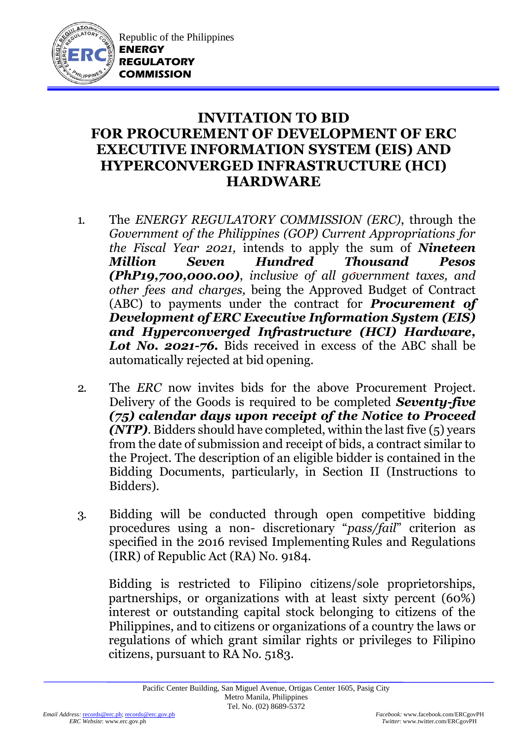Republic of the Philippines
**ENERGY REGULATORY COMMISSION**

# INVITATION TO BID FOR PROCUREMENT OF DEVELOPMENT OF ERC EXECUTIVE INFORMATION SYSTEM (EIS) AND HYPERCONVERGED INFRASTRUCTURE (HCI) HARDWARE

1. The *ENERGY REGULATORY COMMISSION (ERC)*, through the *Government of the Philippines (GOP) Current Appropriations for the Fiscal Year 2021,* intends to apply the sum of ***Nineteen Million Seven Hundred Thousand Pesos (PhP19,700,000.00)***, *inclusive of all government taxes, and other fees and charges,* being the Approved Budget of Contract (ABC) to payments under the contract for ***Procurement of Development of ERC Executive Information System (EIS) and Hyperconverged Infrastructure (HCI) Hardware, Lot No. 2021-76.*** Bids received in excess of the ABC shall be automatically rejected at bid opening.

2. The *ERC* now invites bids for the above Procurement Project. Delivery of the Goods is required to be completed ***Seventy-five (75) calendar days upon receipt of the Notice to Proceed (NTP)***. Bidders should have completed, within the last five (5) years from the date of submission and receipt of bids, a contract similar to the Project. The description of an eligible bidder is contained in the Bidding Documents, particularly, in Section II (Instructions to Bidders).

3. Bidding will be conducted through open competitive bidding procedures using a non- discretionary "*pass/fail*" criterion as specified in the 2016 revised Implementing Rules and Regulations (IRR) of Republic Act (RA) No. 9184.

   Bidding is restricted to Filipino citizens/sole proprietorships, partnerships, or organizations with at least sixty percent (60%) interest or outstanding capital stock belonging to citizens of the Philippines, and to citizens or organizations of a country the laws or regulations of which grant similar rights or privileges to Filipino citizens, pursuant to RA No. 5183.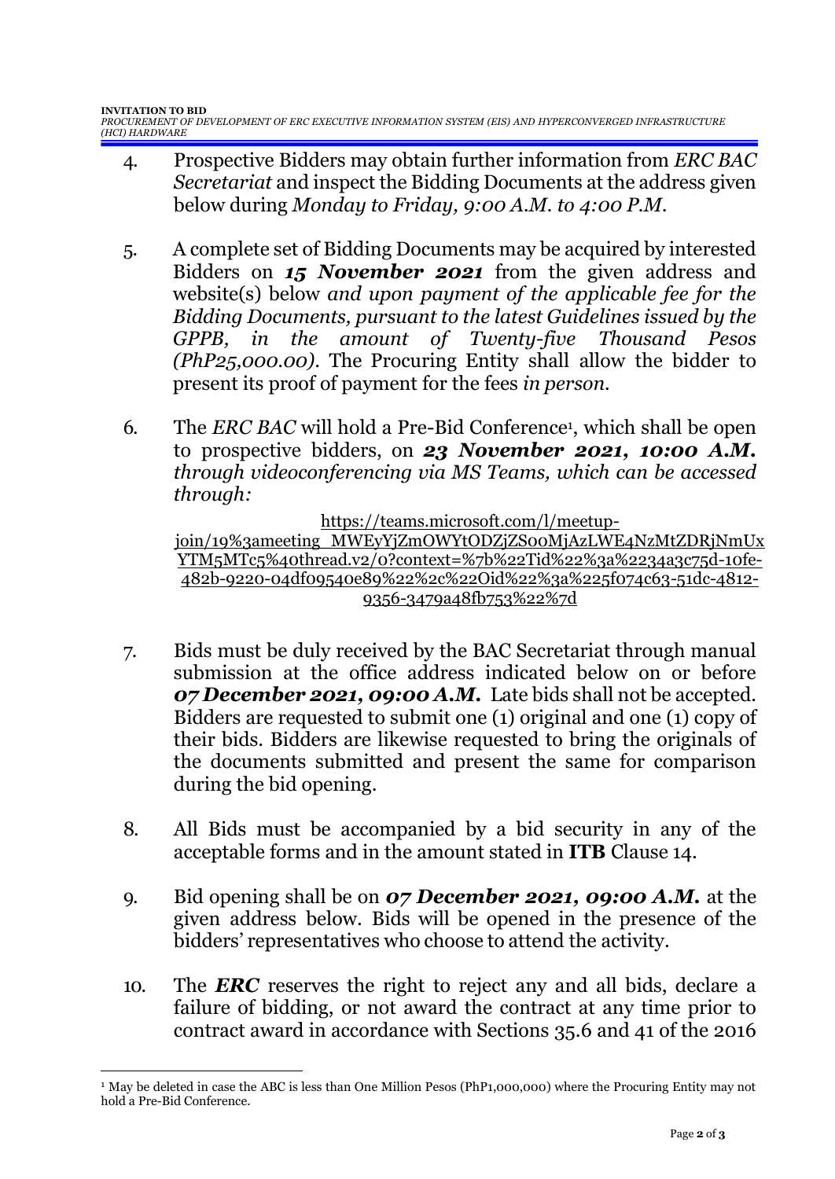4. Prospective Bidders may obtain further information from *ERC BAC Secretariat* and inspect the Bidding Documents at the address given below during *Monday to Friday, 9:00 A.M. to 4:00 P.M.*

5. A complete set of Bidding Documents may be acquired by interested Bidders on ***15 November 2021*** from the given address and website(s) below *and upon payment of the applicable fee for the Bidding Documents, pursuant to the latest Guidelines issued by the GPPB, in the amount of Twenty-five Thousand Pesos (PhP25,000.00)*. The Procuring Entity shall allow the bidder to present its proof of payment for the fees *in person.*

6. The *ERC BAC* will hold a Pre-Bid Conference[1], which shall be open to prospective bidders, on ***23 November 2021, 10:00 A.M.*** *through videoconferencing via MS Teams, which can be accessed through:*

   https://teams.microsoft.com/l/meetup-join/19%3ameeting_MWEyYjZmOWYtODZjZS00MjAzLWE4NzMtZDRjNmUxYTM5MTc5%40thread.v2/0?context=%7b%22Tid%22%3a%2234a3c75d-10fe-482b-9220-04df09540e89%22%2c%22Oid%22%3a%225f074c63-51dc-4812-9356-3479a48fb753%22%7d

7. Bids must be duly received by the BAC Secretariat through manual submission at the office address indicated below on or before ***07 December 2021, 09:00 A.M.*** Late bids shall not be accepted. Bidders are requested to submit one (1) original and one (1) copy of their bids. Bidders are likewise requested to bring the originals of the documents submitted and present the same for comparison during the bid opening.

8. All Bids must be accompanied by a bid security in any of the acceptable forms and in the amount stated in **ITB** Clause 14.

9. Bid opening shall be on ***07 December 2021, 09:00 A.M.*** at the given address below. Bids will be opened in the presence of the bidders' representatives who choose to attend the activity.

10. The ***ERC*** reserves the right to reject any and all bids, declare a failure of bidding, or not award the contract at any time prior to contract award in accordance with Sections 35.6 and 41 of the 2016

[1] May be deleted in case the ABC is less than One Million Pesos (PhP1,000,000) where the Procuring Entity may not hold a Pre-Bid Conference.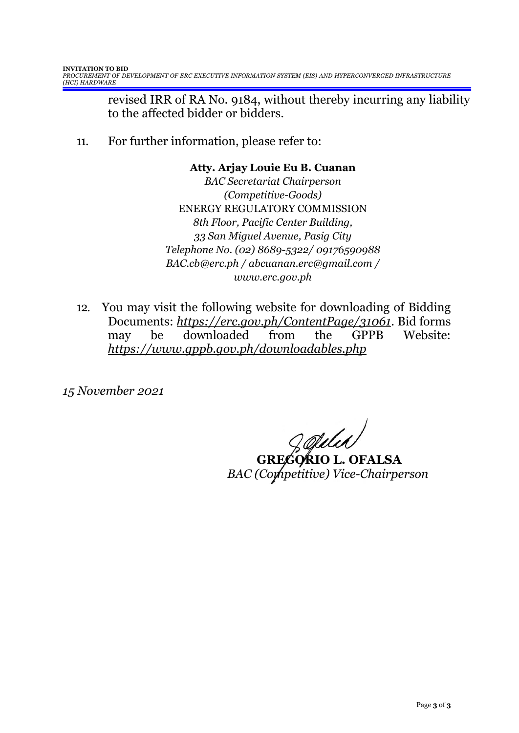revised IRR of RA No. 9184, without thereby incurring any liability to the affected bidder or bidders.

11. For further information, please refer to:

**Atty. Arjay Louie Eu B. Cuanan**
*BAC Secretariat Chairperson*
*(Competitive-Goods)*
ENERGY REGULATORY COMMISSION
*8th Floor, Pacific Center Building,*
*33 San Miguel Avenue, Pasig City*
*Telephone No. (02) 8689-5322/ 09176590988*
*BAC.cb@erc.ph / abcuanan.erc@gmail.com /*
*www.erc.gov.ph*

12. You may visit the following website for downloading of Bidding Documents: ***https://erc.gov.ph/ContentPage/31061***. Bid forms may be downloaded from the GPPB Website: ***https://www.gppb.gov.ph/downloadables.php***

*15 November 2021*

**GREGORIO L. OFALSA**
*BAC (Competitive) Vice-Chairperson*